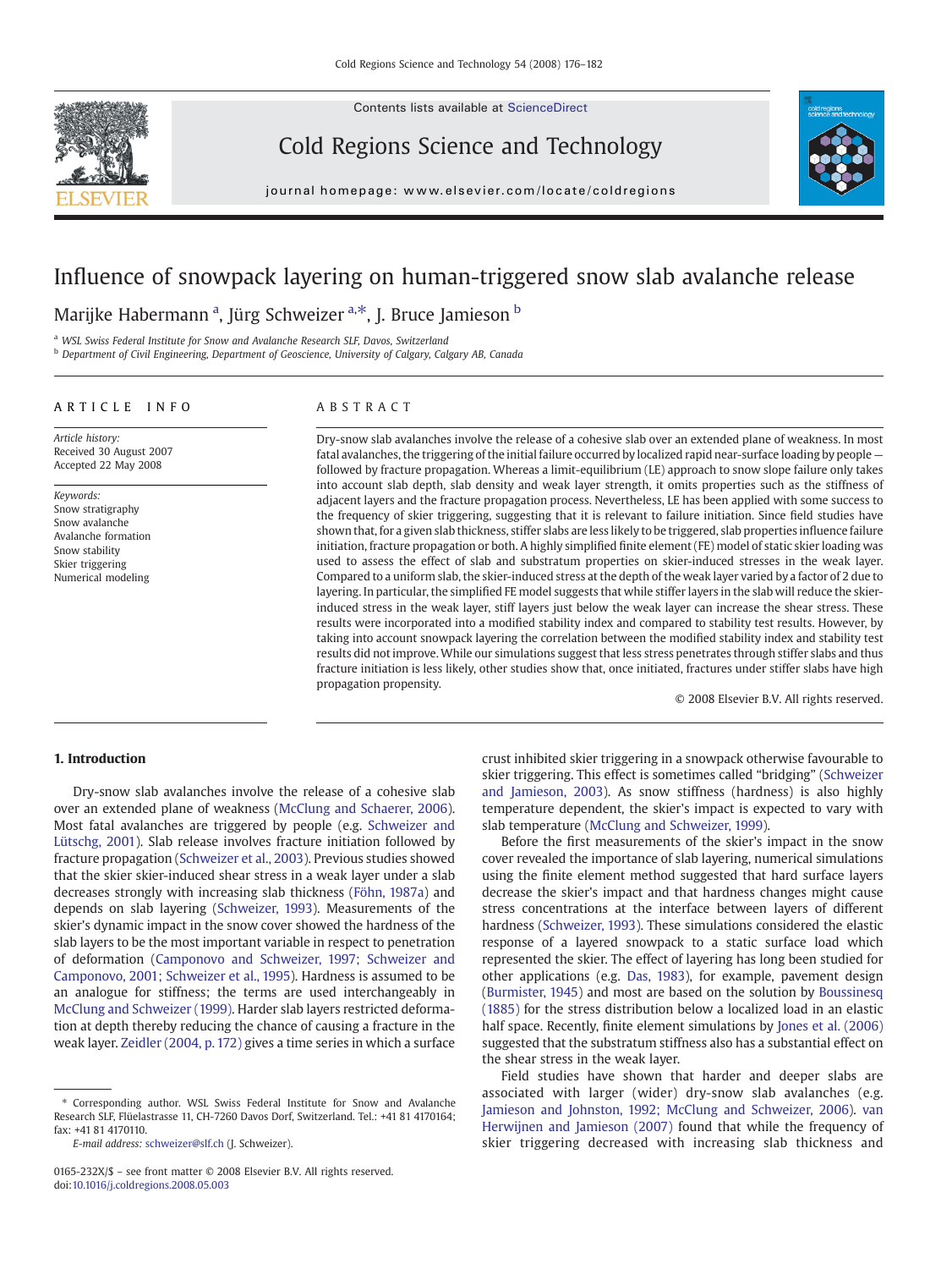# Influence of snowpack layering on human-triggered snow slab avalanche release

Marijke Habermann [a], Jürg Schweizer [a,*], J. Bruce Jamieson [b]

[a] WSL Swiss Federal Institute for Snow and Avalanche Research SLF, Davos, Switzerland

[b] Department of Civil Engineering, Department of Geoscience, University of Calgary, Calgary AB, Canada

## ARTICLE INFO

*Article history:*
Received 30 August 2007
Accepted 22 May 2008

*Keywords:*
Snow stratigraphy
Snow avalanche
Avalanche formation
Snow stability
Skier triggering
Numerical modeling

## ABSTRACT

Dry-snow slab avalanches involve the release of a cohesive slab over an extended plane of weakness. In most fatal avalanches, the triggering of the initial failure occurred by localized rapid near-surface loading by people — followed by fracture propagation. Whereas a limit-equilibrium (LE) approach to snow slope failure only takes into account slab depth, slab density and weak layer strength, it omits properties such as the stiffness of adjacent layers and the fracture propagation process. Nevertheless, LE has been applied with some success to the frequency of skier triggering, suggesting that it is relevant to failure initiation. Since field studies have shown that, for a given slab thickness, stiffer slabs are less likely to be triggered, slab properties influence failure initiation, fracture propagation or both. A highly simplified finite element (FE) model of static skier loading was used to assess the effect of slab and substratum properties on skier-induced stresses in the weak layer. Compared to a uniform slab, the skier-induced stress at the depth of the weak layer varied by a factor of 2 due to layering. In particular, the simplified FE model suggests that while stiffer layers in the slab will reduce the skier-induced stress in the weak layer, stiff layers just below the weak layer can increase the shear stress. These results were incorporated into a modified stability index and compared to stability test results. However, by taking into account snowpack layering the correlation between the modified stability index and stability test results did not improve. While our simulations suggest that less stress penetrates through stiffer slabs and thus fracture initiation is less likely, other studies show that, once initiated, fractures under stiffer slabs have high propagation propensity.

© 2008 Elsevier B.V. All rights reserved.

## 1. Introduction

Dry-snow slab avalanches involve the release of a cohesive slab over an extended plane of weakness (McClung and Schaerer, 2006). Most fatal avalanches are triggered by people (e.g. Schweizer and Lütschg, 2001). Slab release involves fracture initiation followed by fracture propagation (Schweizer et al., 2003). Previous studies showed that the skier skier-induced shear stress in a weak layer under a slab decreases strongly with increasing slab thickness (Föhn, 1987a) and depends on slab layering (Schweizer, 1993). Measurements of the skier's dynamic impact in the snow cover showed the hardness of the slab layers to be the most important variable in respect to penetration of deformation (Camponovo and Schweizer, 1997; Schweizer and Camponovo, 2001; Schweizer et al., 1995). Hardness is assumed to be an analogue for stiffness; the terms are used interchangeably in McClung and Schweizer (1999). Harder slab layers restricted deformation at depth thereby reducing the chance of causing a fracture in the weak layer. Zeidler (2004, p. 172) gives a time series in which a surface crust inhibited skier triggering in a snowpack otherwise favourable to skier triggering. This effect is sometimes called "bridging" (Schweizer and Jamieson, 2003). As snow stiffness (hardness) is also highly temperature dependent, the skier's impact is expected to vary with slab temperature (McClung and Schweizer, 1999).

Before the first measurements of the skier's impact in the snow cover revealed the importance of slab layering, numerical simulations using the finite element method suggested that hard surface layers decrease the skier's impact and that hardness changes might cause stress concentrations at the interface between layers of different hardness (Schweizer, 1993). These simulations considered the elastic response of a layered snowpack to a static surface load which represented the skier. The effect of layering has long been studied for other applications (e.g. Das, 1983), for example, pavement design (Burmister, 1945) and most are based on the solution by Boussinesq (1885) for the stress distribution below a localized load in an elastic half space. Recently, finite element simulations by Jones et al. (2006) suggested that the substratum stiffness also has a substantial effect on the shear stress in the weak layer.

Field studies have shown that harder and deeper slabs are associated with larger (wider) dry-snow slab avalanches (e.g. Jamieson and Johnston, 1992; McClung and Schweizer, 2006). van Herwijnen and Jamieson (2007) found that while the frequency of skier triggering decreased with increasing slab thickness and

---

* Corresponding author. WSL Swiss Federal Institute for Snow and Avalanche Research SLF, Flüelastrasse 11, CH-7260 Davos Dorf, Switzerland. Tel.: +41 81 4170164; fax: +41 81 4170110.
*E-mail address:* schweizer@slf.ch (J. Schweizer).

0165-232X/$ – see front matter © 2008 Elsevier B.V. All rights reserved.
doi:10.1016/j.coldregions.2008.05.003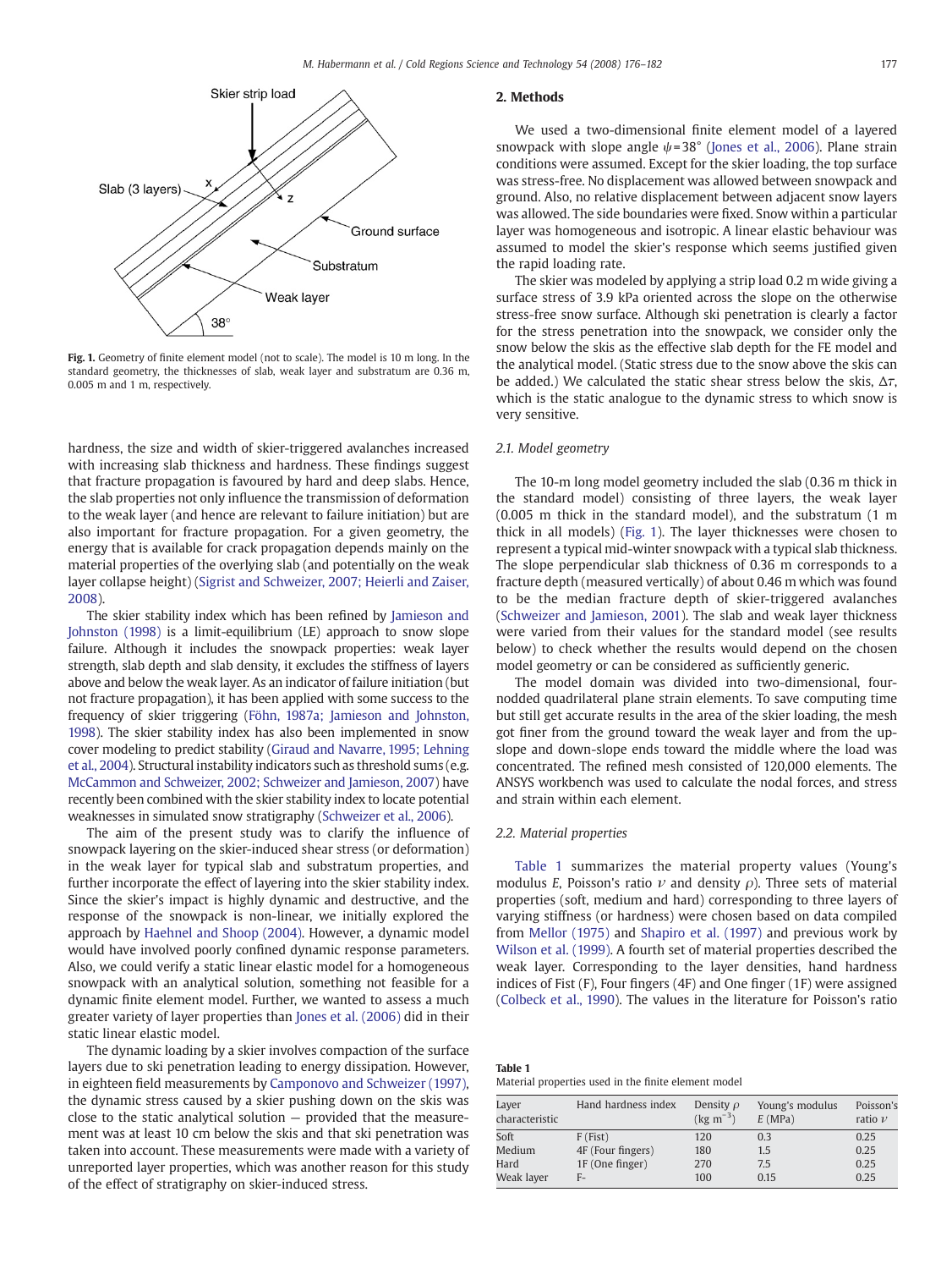Fig. 1. Geometry of finite element model (not to scale). The model is 10 m long. In the standard geometry, the thicknesses of slab, weak layer and substratum are 0.36 m, 0.005 m and 1 m, respectively.

hardness, the size and width of skier-triggered avalanches increased with increasing slab thickness and hardness. These findings suggest that fracture propagation is favoured by hard and deep slabs. Hence, the slab properties not only influence the transmission of deformation to the weak layer (and hence are relevant to failure initiation) but are also important for fracture propagation. For a given geometry, the energy that is available for crack propagation depends mainly on the material properties of the overlying slab (and potentially on the weak layer collapse height) (Sigrist and Schweizer, 2007; Heierli and Zaiser, 2008).

The skier stability index which has been refined by Jamieson and Johnston (1998) is a limit-equilibrium (LE) approach to snow slope failure. Although it includes the snowpack properties: weak layer strength, slab depth and slab density, it excludes the stiffness of layers above and below the weak layer. As an indicator of failure initiation (but not fracture propagation), it has been applied with some success to the frequency of skier triggering (Föhn, 1987a; Jamieson and Johnston, 1998). The skier stability index has also been implemented in snow cover modeling to predict stability (Giraud and Navarre, 1995; Lehning et al., 2004). Structural instability indicators such as threshold sums (e.g. McCammon and Schweizer, 2002; Schweizer and Jamieson, 2007) have recently been combined with the skier stability index to locate potential weaknesses in simulated snow stratigraphy (Schweizer et al., 2006).

The aim of the present study was to clarify the influence of snowpack layering on the skier-induced shear stress (or deformation) in the weak layer for typical slab and substratum properties, and further incorporate the effect of layering into the skier stability index. Since the skier's impact is highly dynamic and destructive, and the response of the snowpack is non-linear, we initially explored the approach by Haehnel and Shoop (2004). However, a dynamic model would have involved poorly confined dynamic response parameters. Also, we could verify a static linear elastic model for a homogeneous snowpack with an analytical solution, something not feasible for a dynamic finite element model. Further, we wanted to assess a much greater variety of layer properties than Jones et al. (2006) did in their static linear elastic model.

The dynamic loading by a skier involves compaction of the surface layers due to ski penetration leading to energy dissipation. However, in eighteen field measurements by Camponovo and Schweizer (1997), the dynamic stress caused by a skier pushing down on the skis was close to the static analytical solution — provided that the measurement was at least 10 cm below the skis and that ski penetration was taken into account. These measurements were made with a variety of unreported layer properties, which was another reason for this study of the effect of stratigraphy on skier-induced stress.

## 2. Methods

We used a two-dimensional finite element model of a layered snowpack with slope angle $\psi = 38°$ (Jones et al., 2006). Plane strain conditions were assumed. Except for the skier loading, the top surface was stress-free. No displacement was allowed between snowpack and ground. Also, no relative displacement between adjacent snow layers was allowed. The side boundaries were fixed. Snow within a particular layer was homogeneous and isotropic. A linear elastic behaviour was assumed to model the skier's response which seems justified given the rapid loading rate.

The skier was modeled by applying a strip load 0.2 m wide giving a surface stress of 3.9 kPa oriented across the slope on the otherwise stress-free snow surface. Although ski penetration is clearly a factor for the stress penetration into the snowpack, we consider only the snow below the skis as the effective slab depth for the FE model and the analytical model. (Static stress due to the snow above the skis can be added.) We calculated the static shear stress below the skis, $\Delta\tau$, which is the static analogue to the dynamic stress to which snow is very sensitive.

### 2.1. Model geometry

The 10-m long model geometry included the slab (0.36 m thick in the standard model) consisting of three layers, the weak layer (0.005 m thick in the standard model), and the substratum (1 m thick in all models) (Fig. 1). The layer thicknesses were chosen to represent a typical mid-winter snowpack with a typical slab thickness. The slope perpendicular slab thickness of 0.36 m corresponds to a fracture depth (measured vertically) of about 0.46 m which was found to be the median fracture depth of skier-triggered avalanches (Schweizer and Jamieson, 2001). The slab and weak layer thickness were varied from their values for the standard model (see results below) to check whether the results would depend on the chosen model geometry or can be considered as sufficiently generic.

The model domain was divided into two-dimensional, four-nodded quadrilateral plane strain elements. To save computing time but still get accurate results in the area of the skier loading, the mesh got finer from the ground toward the weak layer and from the up-slope and down-slope ends toward the middle where the load was concentrated. The refined mesh consisted of 120,000 elements. The ANSYS workbench was used to calculate the nodal forces, and stress and strain within each element.

### 2.2. Material properties

Table 1 summarizes the material property values (Young's modulus $E$, Poisson's ratio $\nu$ and density $\rho$). Three sets of material properties (soft, medium and hard) corresponding to three layers of varying stiffness (or hardness) were chosen based on data compiled from Mellor (1975) and Shapiro et al. (1997) and previous work by Wilson et al. (1999). A fourth set of material properties described the weak layer. Corresponding to the layer densities, hand hardness indices of Fist (F), Four fingers (4F) and One finger (1F) were assigned (Colbeck et al., 1990). The values in the literature for Poisson's ratio

**Table 1**
Material properties used in the finite element model

| Layer characteristic | Hand hardness index | Density $\rho$ (kg m$^{-3}$) | Young's modulus $E$ (MPa) | Poisson's ratio $\nu$ |
|---|---|---|---|---|
| Soft | F (Fist) | 120 | 0.3 | 0.25 |
| Medium | 4F (Four fingers) | 180 | 1.5 | 0.25 |
| Hard | 1F (One finger) | 270 | 7.5 | 0.25 |
| Weak layer | F- | 100 | 0.15 | 0.25 |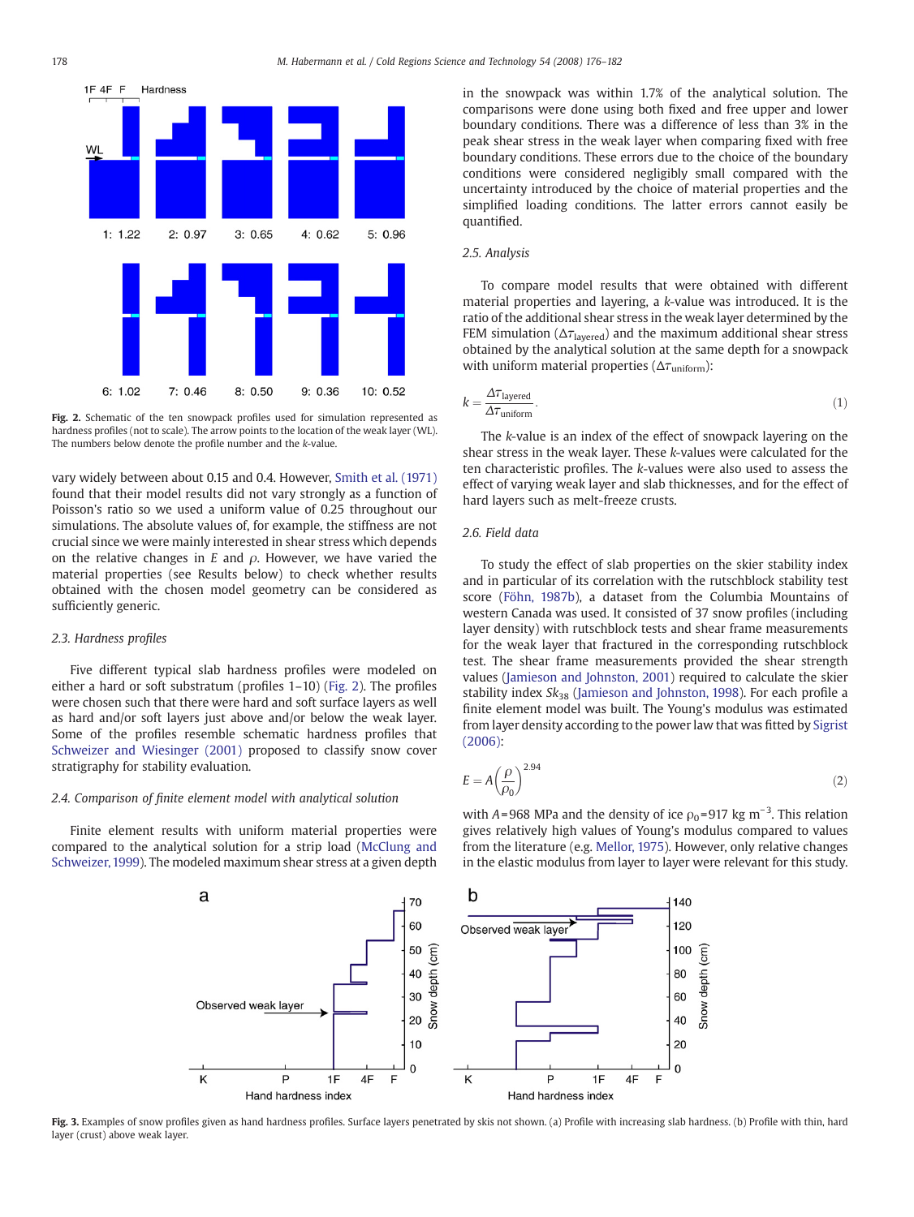Fig. 2. Schematic of the ten snowpack profiles used for simulation represented as hardness profiles (not to scale). The arrow points to the location of the weak layer (WL). The numbers below denote the profile number and the k-value.

vary widely between about 0.15 and 0.4. However, Smith et al. (1971) found that their model results did not vary strongly as a function of Poisson's ratio so we used a uniform value of 0.25 throughout our simulations. The absolute values of, for example, the stiffness are not crucial since we were mainly interested in shear stress which depends on the relative changes in $E$ and $\rho$. However, we have varied the material properties (see Results below) to check whether results obtained with the chosen model geometry can be considered as sufficiently generic.

### 2.3. Hardness profiles

Five different typical slab hardness profiles were modeled on either a hard or soft substratum (profiles 1–10) (Fig. 2). The profiles were chosen such that there were hard and soft surface layers as well as hard and/or soft layers just above and/or below the weak layer. Some of the profiles resemble schematic hardness profiles that Schweizer and Wiesinger (2001) proposed to classify snow cover stratigraphy for stability evaluation.

### 2.4. Comparison of finite element model with analytical solution

Finite element results with uniform material properties were compared to the analytical solution for a strip load (McClung and Schweizer, 1999). The modeled maximum shear stress at a given depth in the snowpack was within 1.7% of the analytical solution. The comparisons were done using both fixed and free upper and lower boundary conditions. There was a difference of less than 3% in the peak shear stress in the weak layer when comparing fixed with free boundary conditions. These errors due to the choice of the boundary conditions were considered negligibly small compared with the uncertainty introduced by the choice of material properties and the simplified loading conditions. The latter errors cannot easily be quantified.

### 2.5. Analysis

To compare model results that were obtained with different material properties and layering, a $k$-value was introduced. It is the ratio of the additional shear stress in the weak layer determined by the FEM simulation ($\Delta\tau_{\text{layered}}$) and the maximum additional shear stress obtained by the analytical solution at the same depth for a snowpack with uniform material properties ($\Delta\tau_{\text{uniform}}$):

$$k = \frac{\Delta\tau_{\text{layered}}}{\Delta\tau_{\text{uniform}}}. \qquad (1)$$

The $k$-value is an index of the effect of snowpack layering on the shear stress in the weak layer. These $k$-values were calculated for the ten characteristic profiles. The $k$-values were also used to assess the effect of varying weak layer and slab thicknesses, and for the effect of hard layers such as melt-freeze crusts.

### 2.6. Field data

To study the effect of slab properties on the skier stability index and in particular of its correlation with the rutschblock stability test score (Föhn, 1987b), a dataset from the Columbia Mountains of western Canada was used. It consisted of 37 snow profiles (including layer density) with rutschblock tests and shear frame measurements for the weak layer that fractured in the corresponding rutschblock test. The shear frame measurements provided the shear strength values (Jamieson and Johnston, 2001) required to calculate the skier stability index $Sk_{38}$ (Jamieson and Johnston, 1998). For each profile a finite element model was built. The Young's modulus was estimated from layer density according to the power law that was fitted by Sigrist (2006):

$$E = A\left(\frac{\rho}{\rho_0}\right)^{2.94} \qquad (2)$$

with $A$=968 MPa and the density of ice $\rho_0$=917 kg m$^{-3}$. This relation gives relatively high values of Young's modulus compared to values from the literature (e.g. Mellor, 1975). However, only relative changes in the elastic modulus from layer to layer were relevant for this study.

Fig. 3. Examples of snow profiles given as hand hardness profiles. Surface layers penetrated by skis not shown. (a) Profile with increasing slab hardness. (b) Profile with thin, hard layer (crust) above weak layer.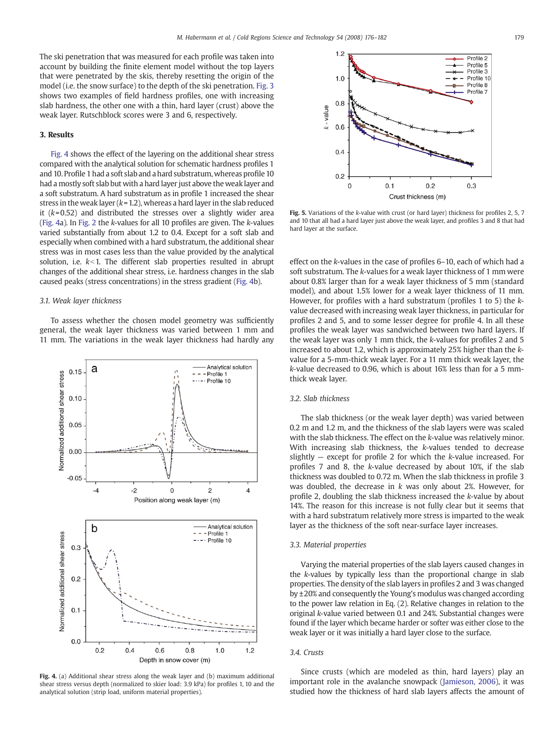The ski penetration that was measured for each profile was taken into account by building the finite element model without the top layers that were penetrated by the skis, thereby resetting the origin of the model (i.e. the snow surface) to the depth of the ski penetration. Fig. 3 shows two examples of field hardness profiles, one with increasing slab hardness, the other one with a thin, hard layer (crust) above the weak layer. Rutschblock scores were 3 and 6, respectively.

## 3. Results

Fig. 4 shows the effect of the layering on the additional shear stress compared with the analytical solution for schematic hardness profiles 1 and 10. Profile 1 had a soft slab and a hard substratum, whereas profile 10 had a mostly soft slab but with a hard layer just above the weak layer and a soft substratum. A hard substratum as in profile 1 increased the shear stress in the weak layer ($k=1.2$), whereas a hard layer in the slab reduced it ($k=0.52$) and distributed the stresses over a slightly wider area (Fig. 4a). In Fig. 2 the $k$-values for all 10 profiles are given. The $k$-values varied substantially from about 1.2 to 0.4. Except for a soft slab and especially when combined with a hard substratum, the additional shear stress was in most cases less than the value provided by the analytical solution, i.e. $k<1$. The different slab properties resulted in abrupt changes of the additional shear stress, i.e. hardness changes in the slab caused peaks (stress concentrations) in the stress gradient (Fig. 4b).

### 3.1. Weak layer thickness

To assess whether the chosen model geometry was sufficiently general, the weak layer thickness was varied between 1 mm and 11 mm. The variations in the weak layer thickness had hardly any effect on the $k$-values in the case of profiles 6–10, each of which had a soft substratum. The $k$-values for a weak layer thickness of 1 mm were about 0.8% larger than for a weak layer thickness of 5 mm (standard model), and about 1.5% lower for a weak layer thickness of 11 mm. However, for profiles with a hard substratum (profiles 1 to 5) the $k$-value decreased with increasing weak layer thickness, in particular for profiles 2 and 5, and to some lesser degree for profile 4. In all these profiles the weak layer was sandwiched between two hard layers. If the weak layer was only 1 mm thick, the $k$-values for profiles 2 and 5 increased to about 1.2, which is approximately 25% higher than the $k$-value for a 5-mm-thick weak layer. For a 11 mm thick weak layer, the $k$-value decreased to 0.96, which is about 16% less than for a 5 mm-thick weak layer.

Fig. 4. (a) Additional shear stress along the weak layer and (b) maximum additional shear stress versus depth (normalized to skier load: 3.9 kPa) for profiles 1, 10 and the analytical solution (strip load, uniform material properties).

Fig. 5. Variations of the $k$-value with crust (or hard layer) thickness for profiles 2, 5, 7 and 10 that all had a hard layer just above the weak layer, and profiles 3 and 8 that had hard layer at the surface.

### 3.2. Slab thickness

The slab thickness (or the weak layer depth) was varied between 0.2 m and 1.2 m, and the thickness of the slab layers were was scaled with the slab thickness. The effect on the $k$-value was relatively minor. With increasing slab thickness, the $k$-values tended to decrease slightly — except for profile 2 for which the $k$-value increased. For profiles 7 and 8, the $k$-value decreased by about 10%, if the slab thickness was doubled to 0.72 m. When the slab thickness in profile 3 was doubled, the decrease in $k$ was only about 2%. However, for profile 2, doubling the slab thickness increased the $k$-value by about 14%. The reason for this increase is not fully clear but it seems that with a hard substratum relatively more stress is imparted to the weak layer as the thickness of the soft near-surface layer increases.

### 3.3. Material properties

Varying the material properties of the slab layers caused changes in the $k$-values by typically less than the proportional change in slab properties. The density of the slab layers in profiles 2 and 3 was changed by ±20% and consequently the Young's modulus was changed according to the power law relation in Eq. (2). Relative changes in relation to the original $k$-value varied between 0.1 and 24%. Substantial changes were found if the layer which became harder or softer was either close to the weak layer or it was initially a hard layer close to the surface.

### 3.4. Crusts

Since crusts (which are modeled as thin, hard layers) play an important role in the avalanche snowpack (Jamieson, 2006), it was studied how the thickness of hard slab layers affects the amount of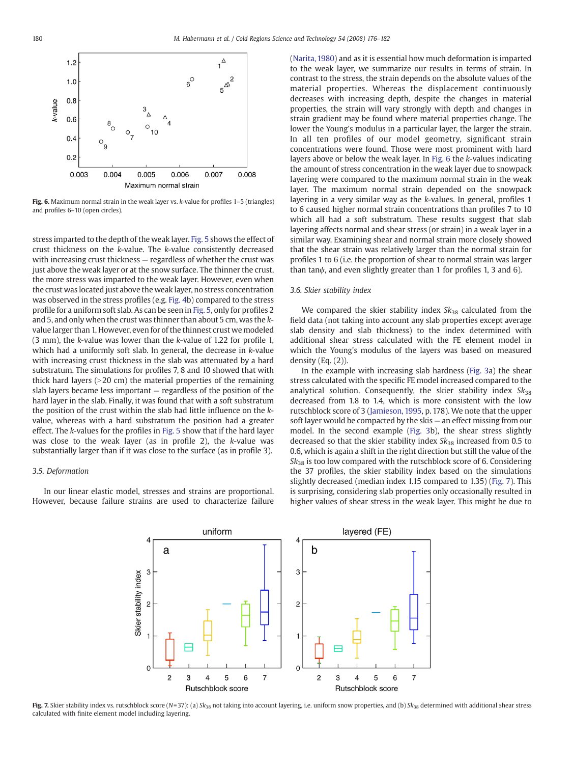Fig. 6. Maximum normal strain in the weak layer vs. $k$-value for profiles 1–5 (triangles) and profiles 6–10 (open circles).

stress imparted to the depth of the weak layer. Fig. 5 shows the effect of crust thickness on the $k$-value. The $k$-value consistently decreased with increasing crust thickness — regardless of whether the crust was just above the weak layer or at the snow surface. The thinner the crust, the more stress was imparted to the weak layer. However, even when the crust was located just above the weak layer, no stress concentration was observed in the stress profiles (e.g. Fig. 4b) compared to the stress profile for a uniform soft slab. As can be seen in Fig. 5, only for profiles 2 and 5, and only when the crust was thinner than about 5 cm, was the $k$-value larger than 1. However, even for of the thinnest crust we modeled (3 mm), the $k$-value was lower than the $k$-value of 1.22 for profile 1, which had a uniformly soft slab. In general, the decrease in $k$-value with increasing crust thickness in the slab was attenuated by a hard substratum. The simulations for profiles 7, 8 and 10 showed that with thick hard layers (>20 cm) the material properties of the remaining slab layers became less important — regardless of the position of the hard layer in the slab. Finally, it was found that with a soft substratum the position of the crust within the slab had little influence on the $k$-value, whereas with a hard substratum the position had a greater effect. The $k$-values for the profiles in Fig. 5 show that if the hard layer was close to the weak layer (as in profile 2), the $k$-value was substantially larger than if it was close to the surface (as in profile 3).

### 3.5. Deformation

In our linear elastic model, stresses and strains are proportional. However, because failure strains are used to characterize failure (Narita, 1980) and as it is essential how much deformation is imparted to the weak layer, we summarize our results in terms of strain. In contrast to the stress, the strain depends on the absolute values of the material properties. Whereas the displacement continuously decreases with increasing depth, despite the changes in material properties, the strain will vary strongly with depth and changes in strain gradient may be found where material properties change. The lower the Young's modulus in a particular layer, the larger the strain. In all ten profiles of our model geometry, significant strain concentrations were found. Those were most prominent with hard layers above or below the weak layer. In Fig. 6 the $k$-values indicating the amount of stress concentration in the weak layer due to snowpack layering were compared to the maximum normal strain in the weak layer. The maximum normal strain depended on the snowpack layering in a very similar way as the $k$-values. In general, profiles 1 to 6 caused higher normal strain concentrations than profiles 7 to 10 which all had a soft substratum. These results suggest that slab layering affects normal and shear stress (or strain) in a weak layer in a similar way. Examining shear and normal strain more closely showed that the shear strain was relatively larger than the normal strain for profiles 1 to 6 (i.e. the proportion of shear to normal strain was larger than $\tan\psi$, and even slightly greater than 1 for profiles 1, 3 and 6).

### 3.6. Skier stability index

We compared the skier stability index $Sk_{38}$ calculated from the field data (not taking into account any slab properties except average slab density and slab thickness) to the index determined with additional shear stress calculated with the FE element model in which the Young's modulus of the layers was based on measured density (Eq. (2)).

In the example with increasing slab hardness (Fig. 3a) the shear stress calculated with the specific FE model increased compared to the analytical solution. Consequently, the skier stability index $Sk_{38}$ decreased from 1.8 to 1.4, which is more consistent with the low rutschblock score of 3 (Jamieson, 1995, p. 178). We note that the upper soft layer would be compacted by the skis — an effect missing from our model. In the second example (Fig. 3b), the shear stress slightly decreased so that the skier stability index $Sk_{38}$ increased from 0.5 to 0.6, which is again a shift in the right direction but still the value of the $Sk_{38}$ is too low compared with the rutschblock score of 6. Considering the 37 profiles, the skier stability index based on the simulations slightly decreased (median index 1.15 compared to 1.35) (Fig. 7). This is surprising, considering slab properties only occasionally resulted in higher values of shear stress in the weak layer. This might be due to

Fig. 7. Skier stability index vs. rutschblock score ($N$=37): (a) $Sk_{38}$ not taking into account layering, i.e. uniform snow properties, and (b) $Sk_{38}$ determined with additional shear stress calculated with finite element model including layering.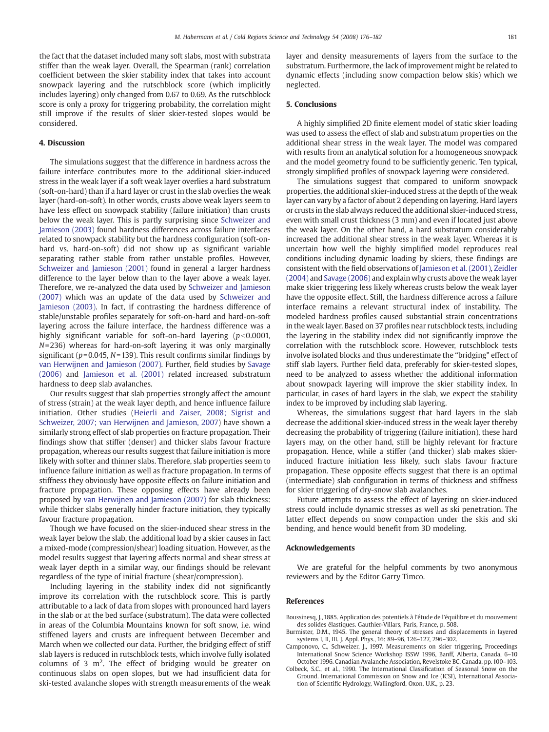the fact that the dataset included many soft slabs, most with substrata stiffer than the weak layer. Overall, the Spearman (rank) correlation coefficient between the skier stability index that takes into account snowpack layering and the rutschblock score (which implicitly includes layering) only changed from 0.67 to 0.69. As the rutschblock score is only a proxy for triggering probability, the correlation might still improve if the results of skier skier-tested slopes would be considered.

## 4. Discussion

The simulations suggest that the difference in hardness across the failure interface contributes more to the additional skier-induced stress in the weak layer if a soft weak layer overlies a hard substratum (soft-on-hard) than if a hard layer or crust in the slab overlies the weak layer (hard-on-soft). In other words, crusts above weak layers seem to have less effect on snowpack stability (failure initiation) than crusts below the weak layer. This is partly surprising since Schweizer and Jamieson (2003) found hardness differences across failure interfaces related to snowpack stability but the hardness configuration (soft-on-hard vs. hard-on-soft) did not show up as significant variable separating rather stable from rather unstable profiles. However, Schweizer and Jamieson (2001) found in general a larger hardness difference to the layer below than to the layer above a weak layer. Therefore, we re-analyzed the data used by Schweizer and Jamieson (2007) which was an update of the data used by Schweizer and Jamieson (2003). In fact, if contrasting the hardness difference of stable/unstable profiles separately for soft-on-hard and hard-on-soft layering across the failure interface, the hardness difference was a highly significant variable for soft-on-hard layering ($p<0.0001$, $N=236$) whereas for hard-on-soft layering it was only marginally significant ($p=0.045$, $N=139$). This result confirms similar findings by van Herwijnen and Jamieson (2007). Further, field studies by Savage (2006) and Jamieson et al. (2001) related increased substratum hardness to deep slab avalanches.

Our results suggest that slab properties strongly affect the amount of stress (strain) at the weak layer depth, and hence influence failure initiation. Other studies (Heierli and Zaiser, 2008; Sigrist and Schweizer, 2007; van Herwijnen and Jamieson, 2007) have shown a similarly strong effect of slab properties on fracture propagation. Their findings show that stiffer (denser) and thicker slabs favour fracture propagation, whereas our results suggest that failure initiation is more likely with softer and thinner slabs. Therefore, slab properties seem to influence failure initiation as well as fracture propagation. In terms of stiffness they obviously have opposite effects on failure initiation and fracture propagation. These opposing effects have already been proposed by van Herwijnen and Jamieson (2007) for slab thickness: while thicker slabs generally hinder fracture initiation, they typically favour fracture propagation.

Though we have focused on the skier-induced shear stress in the weak layer below the slab, the additional load by a skier causes in fact a mixed-mode (compression/shear) loading situation. However, as the model results suggest that layering affects normal and shear stress at weak layer depth in a similar way, our findings should be relevant regardless of the type of initial fracture (shear/compression).

Including layering in the stability index did not significantly improve its correlation with the rutschblock score. This is partly attributable to a lack of data from slopes with pronounced hard layers in the slab or at the bed surface (substratum). The data were collected in areas of the Columbia Mountains known for soft snow, i.e. wind stiffened layers and crusts are infrequent between December and March when we collected our data. Further, the bridging effect of stiff slab layers is reduced in rutschblock tests, which involve fully isolated columns of 3 m$^2$. The effect of bridging would be greater on continuous slabs on open slopes, but we had insufficient data for ski-tested avalanche slopes with strength measurements of the weak layer and density measurements of layers from the surface to the substratum. Furthermore, the lack of improvement might be related to dynamic effects (including snow compaction below skis) which we neglected.

## 5. Conclusions

A highly simplified 2D finite element model of static skier loading was used to assess the effect of slab and substratum properties on the additional shear stress in the weak layer. The model was compared with results from an analytical solution for a homogeneous snowpack and the model geometry found to be sufficiently generic. Ten typical, strongly simplified profiles of snowpack layering were considered.

The simulations suggest that compared to uniform snowpack properties, the additional skier-induced stress at the depth of the weak layer can vary by a factor of about 2 depending on layering. Hard layers or crusts in the slab always reduced the additional skier-induced stress, even with small crust thickness (3 mm) and even if located just above the weak layer. On the other hand, a hard substratum considerably increased the additional shear stress in the weak layer. Whereas it is uncertain how well the highly simplified model reproduces real conditions including dynamic loading by skiers, these findings are consistent with the field observations of Jamieson et al. (2001), Zeidler (2004) and Savage (2006) and explain why crusts above the weak layer make skier triggering less likely whereas crusts below the weak layer have the opposite effect. Still, the hardness difference across a failure interface remains a relevant structural index of instability. The modeled hardness profiles caused substantial strain concentrations in the weak layer. Based on 37 profiles near rutschblock tests, including the layering in the stability index did not significantly improve the correlation with the rutschblock score. However, rutschblock tests involve isolated blocks and thus underestimate the "bridging" effect of stiff slab layers. Further field data, preferably for skier-tested slopes, need to be analyzed to assess whether the additional information about snowpack layering will improve the skier stability index. In particular, in cases of hard layers in the slab, we expect the stability index to be improved by including slab layering.

Whereas, the simulations suggest that hard layers in the slab decrease the additional skier-induced stress in the weak layer thereby decreasing the probability of triggering (failure initiation), these hard layers may, on the other hand, still be highly relevant for fracture propagation. Hence, while a stiffer (and thicker) slab makes skier-induced fracture initiation less likely, such slabs favour fracture propagation. These opposite effects suggest that there is an optimal (intermediate) slab configuration in terms of thickness and stiffness for skier triggering of dry-snow slab avalanches.

Future attempts to assess the effect of layering on skier-induced stress could include dynamic stresses as well as ski penetration. The latter effect depends on snow compaction under the skis and ski bending, and hence would benefit from 3D modeling.

## Acknowledgements

We are grateful for the helpful comments by two anonymous reviewers and by the Editor Garry Timco.

## References

Boussinesq, J., 1885. Application des potentiels à l'étude de l'équilibre et du mouvement des solides élastiques. Gauthier-Villars, Paris, France, p. 508.

Burmister, D.M., 1945. The general theory of stresses and displacements in layered systems I, II, III. J. Appl. Phys., 16: 89–96, 126–127, 296–302.

Camponovo, C., Schweizer, J., 1997. Measurements on skier triggering, Proceedings International Snow Science Workshop ISSW 1996, Banff, Alberta, Canada, 6–10 October 1996. Canadian Avalanche Association, Revelstoke BC, Canada, pp. 100–103.

Colbeck, S.C., et al., 1990. The International Classification of Seasonal Snow on the Ground. International Commission on Snow and Ice (ICSI), International Association of Scientific Hydrology, Wallingford, Oxon, U.K., p. 23.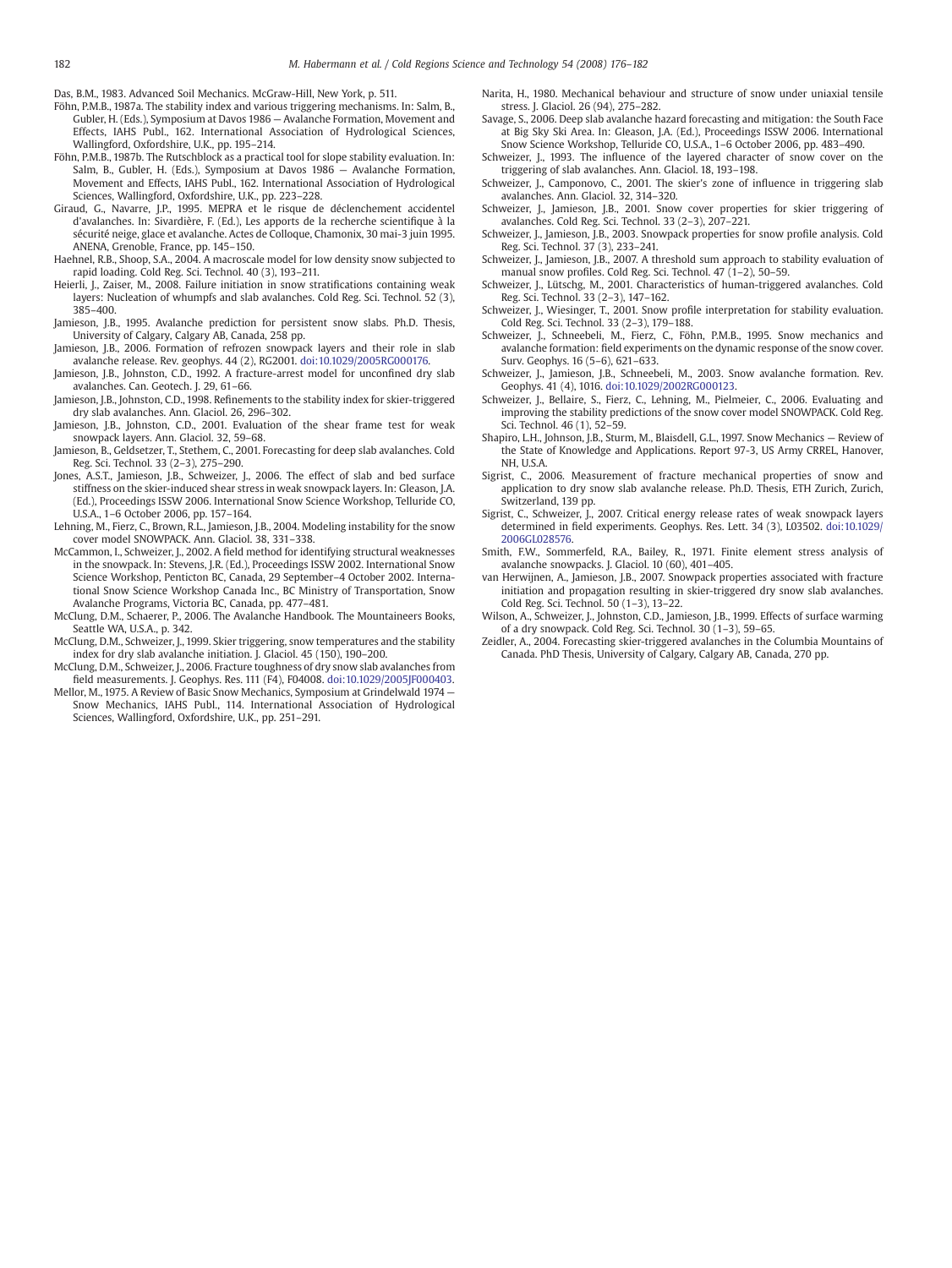Das, B.M., 1983. Advanced Soil Mechanics. McGraw-Hill, New York, p. 511.

Föhn, P.M.B., 1987a. The stability index and various triggering mechanisms. In: Salm, B., Gubler, H. (Eds.), Symposium at Davos 1986 — Avalanche Formation, Movement and Effects, IAHS Publ., 162. International Association of Hydrological Sciences, Wallingford, Oxfordshire, U.K., pp. 195–214.

Föhn, P.M.B., 1987b. The Rutschblock as a practical tool for slope stability evaluation. In: Salm, B., Gubler, H. (Eds.), Symposium at Davos 1986 — Avalanche Formation, Movement and Effects, IAHS Publ., 162. International Association of Hydrological Sciences, Wallingford, Oxfordshire, U.K., pp. 223–228.

Giraud, G., Navarre, J.P., 1995. MEPRA et le risque de déclenchement accidentel d'avalanches. In: Sivardière, F. (Ed.), Les apports de la recherche scientifique à la sécurité neige, glace et avalanche. Actes de Colloque, Chamonix, 30 mai-3 juin 1995. ANENA, Grenoble, France, pp. 145–150.

Haehnel, R.B., Shoop, S.A., 2004. A macroscale model for low density snow subjected to rapid loading. Cold Reg. Sci. Technol. 40 (3), 193–211.

Heierli, J., Zaiser, M., 2008. Failure initiation in snow stratifications containing weak layers: Nucleation of whumpfs and slab avalanches. Cold Reg. Sci. Technol. 52 (3), 385–400.

Jamieson, J.B., 1995. Avalanche prediction for persistent snow slabs. Ph.D. Thesis, University of Calgary, Calgary AB, Canada, 258 pp.

Jamieson, J.B., 2006. Formation of refrozen snowpack layers and their role in slab avalanche release. Rev. geophys. 44 (2), RG2001. doi:10.1029/2005RG000176.

Jamieson, J.B., Johnston, C.D., 1992. A fracture-arrest model for unconfined dry slab avalanches. Can. Geotech. J. 29, 61–66.

Jamieson, J.B., Johnston, C.D., 1998. Refinements to the stability index for skier-triggered dry slab avalanches. Ann. Glaciol. 26, 296–302.

Jamieson, J.B., Johnston, C.D., 2001. Evaluation of the shear frame test for weak snowpack layers. Ann. Glaciol. 32, 59–68.

Jamieson, B., Geldsetzer, T., Stethem, C., 2001. Forecasting for deep slab avalanches. Cold Reg. Sci. Technol. 33 (2–3), 275–290.

Jones, A.S.T., Jamieson, J.B., Schweizer, J., 2006. The effect of slab and bed surface stiffness on the skier-induced shear stress in weak snowpack layers. In: Gleason, J.A. (Ed.), Proceedings ISSW 2006. International Snow Science Workshop, Telluride CO, U.S.A., 1–6 October 2006, pp. 157–164.

Lehning, M., Fierz, C., Brown, R.L., Jamieson, J.B., 2004. Modeling instability for the snow cover model SNOWPACK. Ann. Glaciol. 38, 331–338.

McCammon, I., Schweizer, J., 2002. A field method for identifying structural weaknesses in the snowpack. In: Stevens, J.R. (Ed.), Proceedings ISSW 2002. International Snow Science Workshop, Penticton BC, Canada, 29 September–4 October 2002. International Snow Science Workshop Canada Inc., BC Ministry of Transportation, Snow Avalanche Programs, Victoria BC, Canada, pp. 477–481.

McClung, D.M., Schaerer, P., 2006. The Avalanche Handbook. The Mountaineers Books, Seattle WA, U.S.A., p. 342.

McClung, D.M., Schweizer, J., 1999. Skier triggering, snow temperatures and the stability index for dry slab avalanche initiation. J. Glaciol. 45 (150), 190–200.

McClung, D.M., Schweizer, J., 2006. Fracture toughness of dry snow slab avalanches from field measurements. J. Geophys. Res. 111 (F4), F04008. doi:10.1029/2005JF000403.

Mellor, M., 1975. A Review of Basic Snow Mechanics, Symposium at Grindelwald 1974 — Snow Mechanics, IAHS Publ., 114. International Association of Hydrological Sciences, Wallingford, Oxfordshire, U.K., pp. 251–291.

Narita, H., 1980. Mechanical behaviour and structure of snow under uniaxial tensile stress. J. Glaciol. 26 (94), 275–282.

Savage, S., 2006. Deep slab avalanche hazard forecasting and mitigation: the South Face at Big Sky Ski Area. In: Gleason, J.A. (Ed.), Proceedings ISSW 2006. International Snow Science Workshop, Telluride CO, U.S.A., 1–6 October 2006, pp. 483–490.

Schweizer, J., 1993. The influence of the layered character of snow cover on the triggering of slab avalanches. Ann. Glaciol. 18, 193–198.

Schweizer, J., Camponovo, C., 2001. The skier's zone of influence in triggering slab avalanches. Ann. Glaciol. 32, 314–320.

Schweizer, J., Jamieson, J.B., 2001. Snow cover properties for skier triggering of avalanches. Cold Reg. Sci. Technol. 33 (2–3), 207–221.

Schweizer, J., Jamieson, J.B., 2003. Snowpack properties for snow profile analysis. Cold Reg. Sci. Technol. 37 (3), 233–241.

Schweizer, J., Jamieson, J.B., 2007. A threshold sum approach to stability evaluation of manual snow profiles. Cold Reg. Sci. Technol. 47 (1–2), 50–59.

Schweizer, J., Lütschg, M., 2001. Characteristics of human-triggered avalanches. Cold Reg. Sci. Technol. 33 (2–3), 147–162.

Schweizer, J., Wiesinger, T., 2001. Snow profile interpretation for stability evaluation. Cold Reg. Sci. Technol. 33 (2–3), 179–188.

Schweizer, J., Schneebeli, M., Fierz, C., Föhn, P.M.B., 1995. Snow mechanics and avalanche formation: field experiments on the dynamic response of the snow cover. Surv. Geophys. 16 (5–6), 621–633.

Schweizer, J., Jamieson, J.B., Schneebeli, M., 2003. Snow avalanche formation. Rev. Geophys. 41 (4), 1016. doi:10.1029/2002RG000123.

Schweizer, J., Bellaire, S., Fierz, C., Lehning, M., Pielmeier, C., 2006. Evaluating and improving the stability predictions of the snow cover model SNOWPACK. Cold Reg. Sci. Technol. 46 (1), 52–59.

Shapiro, L.H., Johnson, J.B., Sturm, M., Blaisdell, G.L., 1997. Snow Mechanics — Review of the State of Knowledge and Applications. Report 97-3, US Army CRREL, Hanover, NH, U.S.A.

Sigrist, C., 2006. Measurement of fracture mechanical properties of snow and application to dry snow slab avalanche release. Ph.D. Thesis, ETH Zurich, Zurich, Switzerland, 139 pp.

Sigrist, C., Schweizer, J., 2007. Critical energy release rates of weak snowpack layers determined in field experiments. Geophys. Res. Lett. 34 (3), L03502. doi:10.1029/2006GL028576.

Smith, F.W., Sommerfeld, R.A., Bailey, R., 1971. Finite element stress analysis of avalanche snowpacks. J. Glaciol. 10 (60), 401–405.

van Herwijnen, A., Jamieson, J.B., 2007. Snowpack properties associated with fracture initiation and propagation resulting in skier-triggered dry snow slab avalanches. Cold Reg. Sci. Technol. 50 (1–3), 13–22.

Wilson, A., Schweizer, J., Johnston, C.D., Jamieson, J.B., 1999. Effects of surface warming of a dry snowpack. Cold Reg. Sci. Technol. 30 (1–3), 59–65.

Zeidler, A., 2004. Forecasting skier-triggered avalanches in the Columbia Mountains of Canada. PhD Thesis, University of Calgary, Calgary AB, Canada, 270 pp.